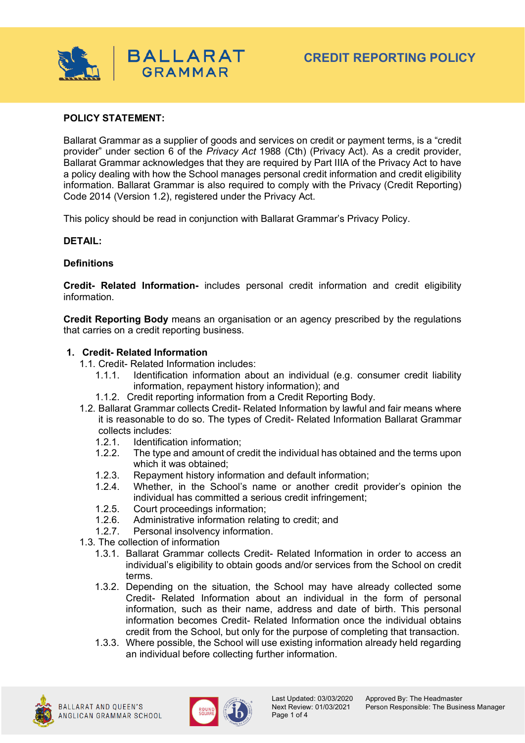# CREDIT REPORTING POLICY

**POLICY STATEMENT:**

Ballarat Grammar as a supplier of goods and services on credit or payment terms, is a "credit provider" under section 6 of the *Privacy Act* 1988 (Cth) (Privacy Act). As a credit provider, Ballarat Grammar acknowledges that they are required by Part IIIA of the Privacy Act to have a policy dealing with how the School manages personal credit information and credit eligibility information. Ballarat Grammar is also required to comply with the Privacy (Credit Reporting) Code 2014 (Version 1.2), registered under the Privacy Act.

This policy should be read in conjunction with Ballarat Grammar's Privacy Policy.

**DETAIL:**

**Definitions**

**Credit- Related Information-** includes personal credit information and credit eligibility information.

**Credit Reporting Body** means an organisation or an agency prescribed by the regulations that carries on a credit reporting business.

**1. Credit- Related Information**

1.1. Credit- Related Information includes:

1.1.1. Identification information about an individual (e.g. consumer credit liability information, repayment history information); and

1.1.2. Credit reporting information from a Credit Reporting Body.

1.2. Ballarat Grammar collects Credit- Related Information by lawful and fair means where it is reasonable to do so. The types of Credit- Related Information Ballarat Grammar collects includes:

1.2.1. Identification information;

1.2.2. The type and amount of credit the individual has obtained and the terms upon which it was obtained;

1.2.3. Repayment history information and default information;

1.2.4. Whether, in the School's name or another credit provider's opinion the individual has committed a serious credit infringement;

1.2.5. Court proceedings information;

1.2.6. Administrative information relating to credit; and

1.2.7. Personal insolvency information.

1.3. The collection of information

1.3.1. Ballarat Grammar collects Credit- Related Information in order to access an individual's eligibility to obtain goods and/or services from the School on credit terms.

1.3.2. Depending on the situation, the School may have already collected some Credit- Related Information about an individual in the form of personal information, such as their name, address and date of birth. This personal information becomes Credit- Related Information once the individual obtains credit from the School, but only for the purpose of completing that transaction.

1.3.3. Where possible, the School will use existing information already held regarding an individual before collecting further information.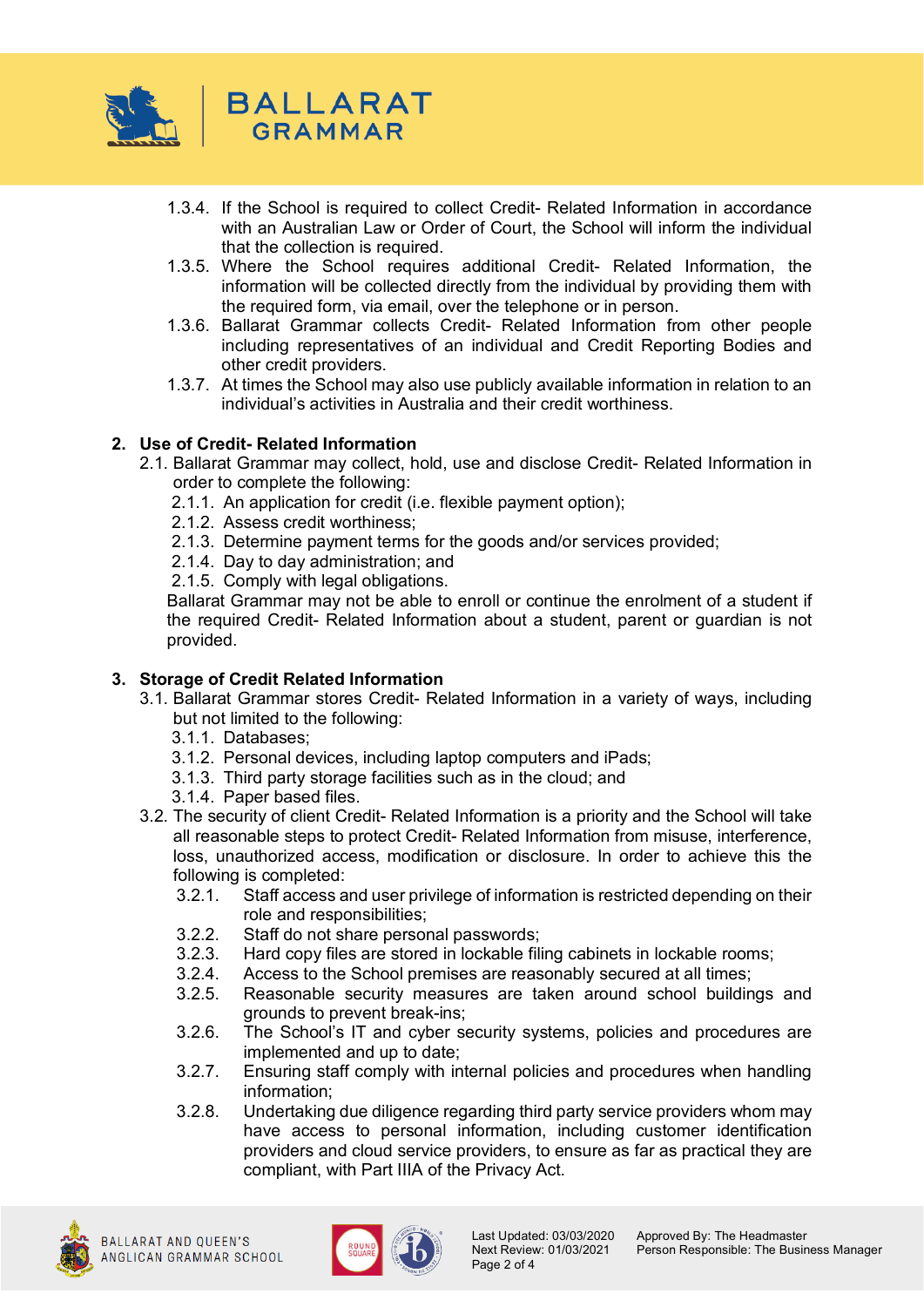1.3.4. If the School is required to collect Credit- Related Information in accordance with an Australian Law or Order of Court, the School will inform the individual that the collection is required.

1.3.5. Where the School requires additional Credit- Related Information, the information will be collected directly from the individual by providing them with the required form, via email, over the telephone or in person.

1.3.6. Ballarat Grammar collects Credit- Related Information from other people including representatives of an individual and Credit Reporting Bodies and other credit providers.

1.3.7. At times the School may also use publicly available information in relation to an individual's activities in Australia and their credit worthiness.

## 2. Use of Credit- Related Information

2.1. Ballarat Grammar may collect, hold, use and disclose Credit- Related Information in order to complete the following:

2.1.1. An application for credit (i.e. flexible payment option);

2.1.2. Assess credit worthiness;

2.1.3. Determine payment terms for the goods and/or services provided;

2.1.4. Day to day administration; and

2.1.5. Comply with legal obligations.

Ballarat Grammar may not be able to enroll or continue the enrolment of a student if the required Credit- Related Information about a student, parent or guardian is not provided.

## 3. Storage of Credit Related Information

3.1. Ballarat Grammar stores Credit- Related Information in a variety of ways, including but not limited to the following:

3.1.1. Databases;

3.1.2. Personal devices, including laptop computers and iPads;

3.1.3. Third party storage facilities such as in the cloud; and

3.1.4. Paper based files.

3.2. The security of client Credit- Related Information is a priority and the School will take all reasonable steps to protect Credit- Related Information from misuse, interference, loss, unauthorized access, modification or disclosure. In order to achieve this the following is completed:

3.2.1. Staff access and user privilege of information is restricted depending on their role and responsibilities;

3.2.2. Staff do not share personal passwords;

3.2.3. Hard copy files are stored in lockable filing cabinets in lockable rooms;

3.2.4. Access to the School premises are reasonably secured at all times;

3.2.5. Reasonable security measures are taken around school buildings and grounds to prevent break-ins;

3.2.6. The School's IT and cyber security systems, policies and procedures are implemented and up to date;

3.2.7. Ensuring staff comply with internal policies and procedures when handling information;

3.2.8. Undertaking due diligence regarding third party service providers whom may have access to personal information, including customer identification providers and cloud service providers, to ensure as far as practical they are compliant, with Part IIIA of the Privacy Act.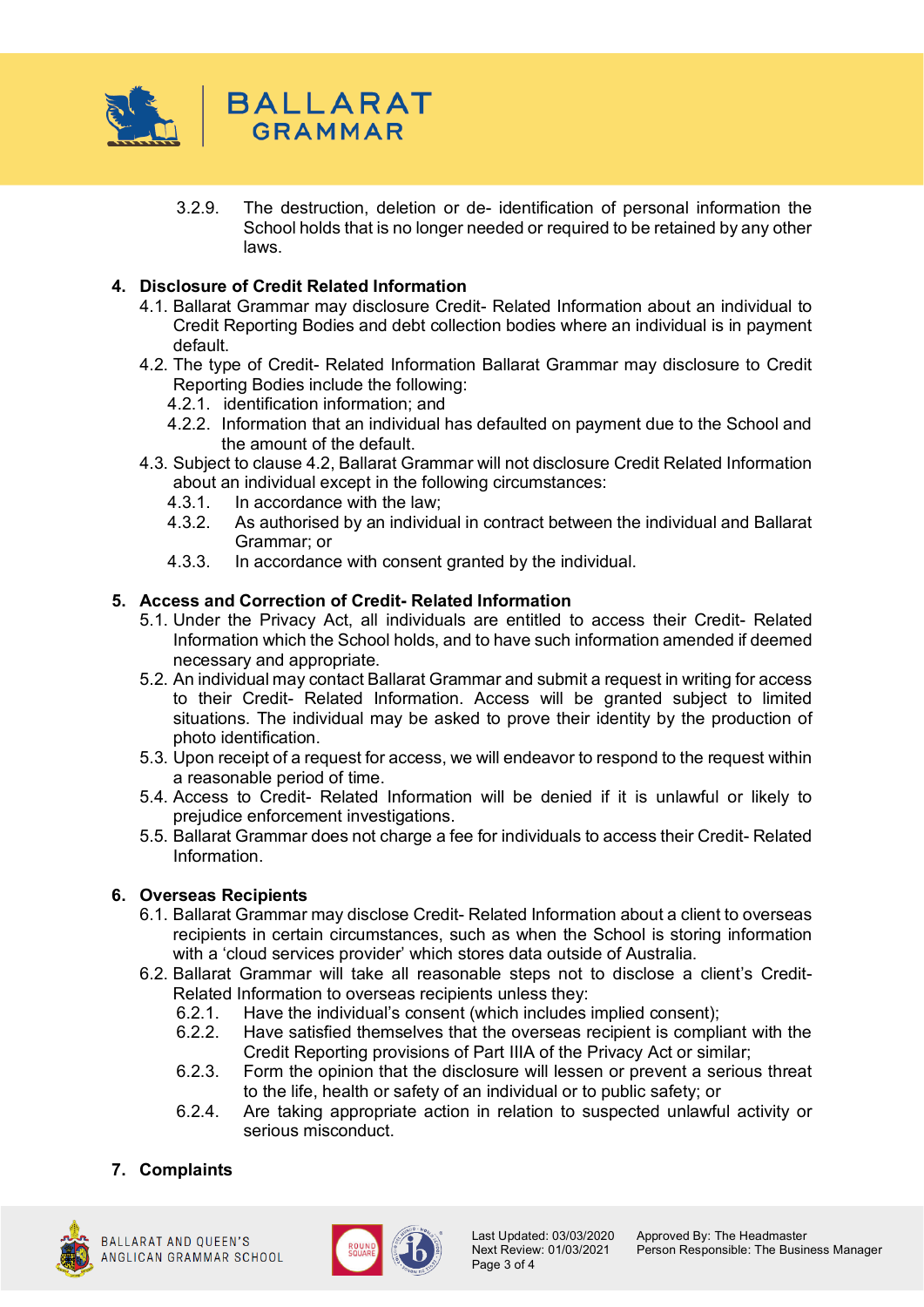3.2.9. The destruction, deletion or de- identification of personal information the School holds that is no longer needed or required to be retained by any other laws.

## 4. Disclosure of Credit Related Information

4.1. Ballarat Grammar may disclosure Credit- Related Information about an individual to Credit Reporting Bodies and debt collection bodies where an individual is in payment default.

4.2. The type of Credit- Related Information Ballarat Grammar may disclosure to Credit Reporting Bodies include the following:

4.2.1. identification information; and

4.2.2. Information that an individual has defaulted on payment due to the School and the amount of the default.

4.3. Subject to clause 4.2, Ballarat Grammar will not disclosure Credit Related Information about an individual except in the following circumstances:

4.3.1. In accordance with the law;

4.3.2. As authorised by an individual in contract between the individual and Ballarat Grammar; or

4.3.3. In accordance with consent granted by the individual.

## 5. Access and Correction of Credit- Related Information

5.1. Under the Privacy Act, all individuals are entitled to access their Credit- Related Information which the School holds, and to have such information amended if deemed necessary and appropriate.

5.2. An individual may contact Ballarat Grammar and submit a request in writing for access to their Credit- Related Information. Access will be granted subject to limited situations. The individual may be asked to prove their identity by the production of photo identification.

5.3. Upon receipt of a request for access, we will endeavor to respond to the request within a reasonable period of time.

5.4. Access to Credit- Related Information will be denied if it is unlawful or likely to prejudice enforcement investigations.

5.5. Ballarat Grammar does not charge a fee for individuals to access their Credit- Related Information.

## 6. Overseas Recipients

6.1. Ballarat Grammar may disclose Credit- Related Information about a client to overseas recipients in certain circumstances, such as when the School is storing information with a 'cloud services provider' which stores data outside of Australia.

6.2. Ballarat Grammar will take all reasonable steps not to disclose a client's Credit- Related Information to overseas recipients unless they:

6.2.1. Have the individual's consent (which includes implied consent);

6.2.2. Have satisfied themselves that the overseas recipient is compliant with the Credit Reporting provisions of Part IIIA of the Privacy Act or similar;

6.2.3. Form the opinion that the disclosure will lessen or prevent a serious threat to the life, health or safety of an individual or to public safety; or

6.2.4. Are taking appropriate action in relation to suspected unlawful activity or serious misconduct.

## 7. Complaints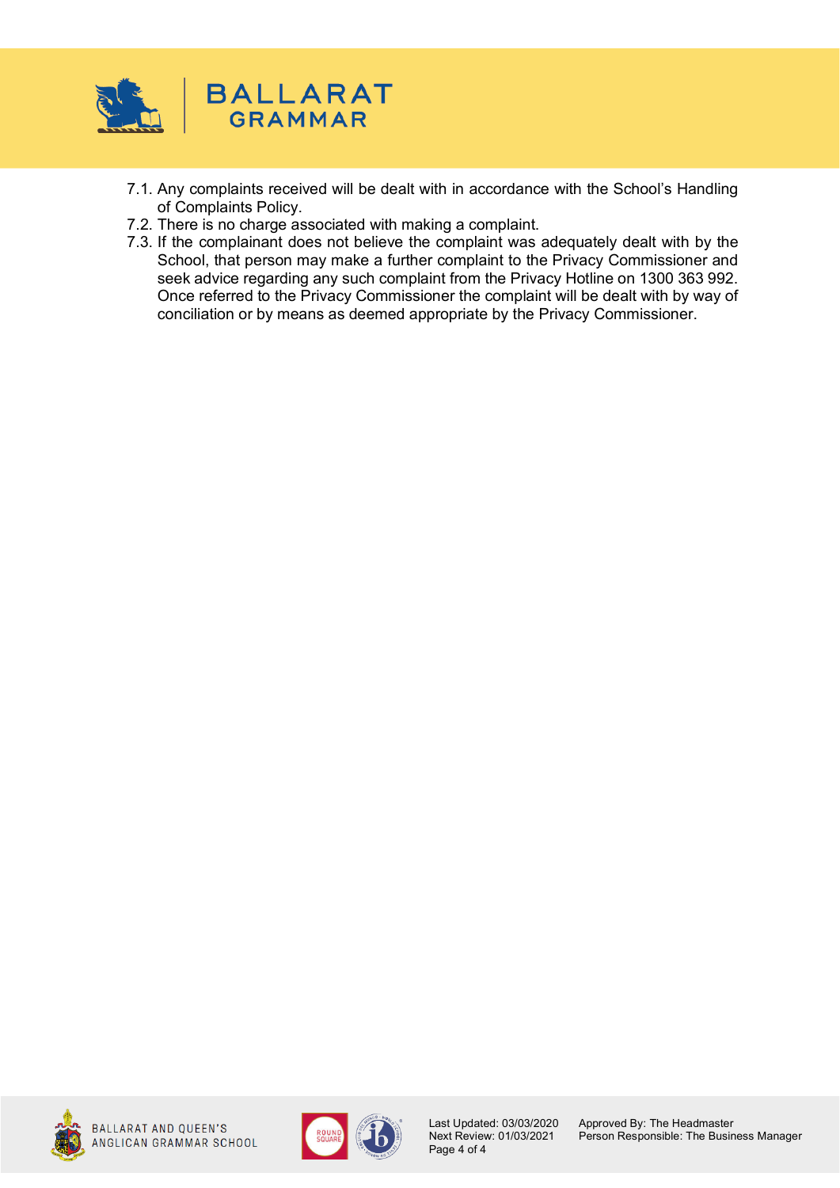7.1. Any complaints received will be dealt with in accordance with the School's Handling of Complaints Policy.
7.2. There is no charge associated with making a complaint.
7.3. If the complainant does not believe the complaint was adequately dealt with by the School, that person may make a further complaint to the Privacy Commissioner and seek advice regarding any such complaint from the Privacy Hotline on 1300 363 992. Once referred to the Privacy Commissioner the complaint will be dealt with by way of conciliation or by means as deemed appropriate by the Privacy Commissioner.